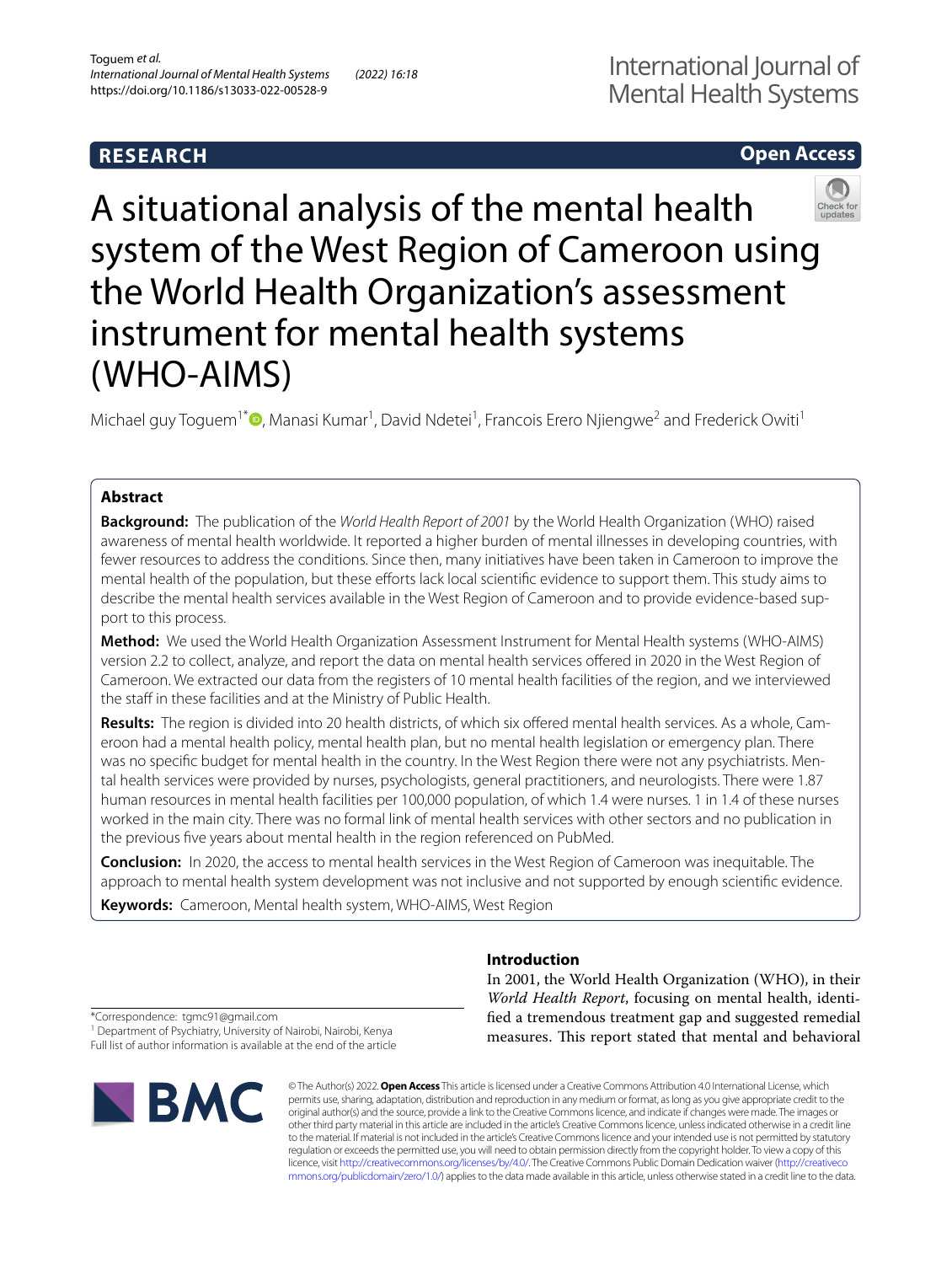RESEARCH

Open Access

# A situational analysis of the mental health system of the West Region of Cameroon using the World Health Organization's assessment instrument for mental health systems (WHO-AIMS)

Michael guy Toguem[1*], Manasi Kumar[1], David Ndetei[1], Francois Erero Njiengwe[2] and Frederick Owiti[1]

## Abstract

**Background:** The publication of the *World Health Report of 2001* by the World Health Organization (WHO) raised awareness of mental health worldwide. It reported a higher burden of mental illnesses in developing countries, with fewer resources to address the conditions. Since then, many initiatives have been taken in Cameroon to improve the mental health of the population, but these efforts lack local scientific evidence to support them. This study aims to describe the mental health services available in the West Region of Cameroon and to provide evidence-based support to this process.

**Method:** We used the World Health Organization Assessment Instrument for Mental Health systems (WHO-AIMS) version 2.2 to collect, analyze, and report the data on mental health services offered in 2020 in the West Region of Cameroon. We extracted our data from the registers of 10 mental health facilities of the region, and we interviewed the staff in these facilities and at the Ministry of Public Health.

**Results:** The region is divided into 20 health districts, of which six offered mental health services. As a whole, Cameroon had a mental health policy, mental health plan, but no mental health legislation or emergency plan. There was no specific budget for mental health in the country. In the West Region there were not any psychiatrists. Mental health services were provided by nurses, psychologists, general practitioners, and neurologists. There were 1.87 human resources in mental health facilities per 100,000 population, of which 1.4 were nurses. 1 in 1.4 of these nurses worked in the main city. There was no formal link of mental health services with other sectors and no publication in the previous five years about mental health in the region referenced on PubMed.

**Conclusion:** In 2020, the access to mental health services in the West Region of Cameroon was inequitable. The approach to mental health system development was not inclusive and not supported by enough scientific evidence.

**Keywords:** Cameroon, Mental health system, WHO-AIMS, West Region

## Introduction

In 2001, the World Health Organization (WHO), in their *World Health Report*, focusing on mental health, identified a tremendous treatment gap and suggested remedial measures. This report stated that mental and behavioral

*Correspondence: tgmc91@gmail.com

[1] Department of Psychiatry, University of Nairobi, Nairobi, Kenya

Full list of author information is available at the end of the article

© The Author(s) 2022. **Open Access** This article is licensed under a Creative Commons Attribution 4.0 International License, which permits use, sharing, adaptation, distribution and reproduction in any medium or format, as long as you give appropriate credit to the original author(s) and the source, provide a link to the Creative Commons licence, and indicate if changes were made. The images or other third party material in this article are included in the article's Creative Commons licence, unless indicated otherwise in a credit line to the material. If material is not included in the article's Creative Commons licence and your intended use is not permitted by statutory regulation or exceeds the permitted use, you will need to obtain permission directly from the copyright holder. To view a copy of this licence, visit http://creativecommons.org/licenses/by/4.0/. The Creative Commons Public Domain Dedication waiver (http://creativecommons.org/publicdomain/zero/1.0/) applies to the data made available in this article, unless otherwise stated in a credit line to the data.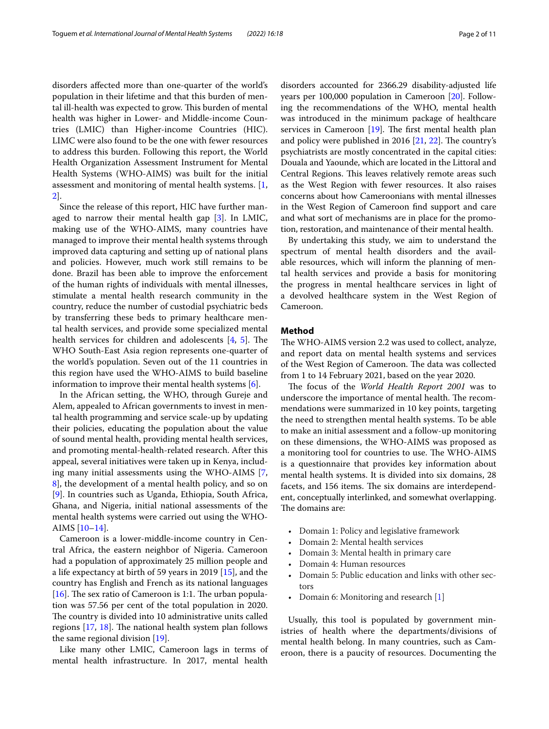disorders affected more than one-quarter of the world's population in their lifetime and that this burden of mental ill-health was expected to grow. This burden of mental health was higher in Lower- and Middle-income Countries (LMIC) than Higher-income Countries (HIC). LIMC were also found to be the one with fewer resources to address this burden. Following this report, the World Health Organization Assessment Instrument for Mental Health Systems (WHO-AIMS) was built for the initial assessment and monitoring of mental health systems. [1, 2].

Since the release of this report, HIC have further managed to narrow their mental health gap [3]. In LMIC, making use of the WHO-AIMS, many countries have managed to improve their mental health systems through improved data capturing and setting up of national plans and policies. However, much work still remains to be done. Brazil has been able to improve the enforcement of the human rights of individuals with mental illnesses, stimulate a mental health research community in the country, reduce the number of custodial psychiatric beds by transferring these beds to primary healthcare mental health services, and provide some specialized mental health services for children and adolescents [4, 5]. The WHO South-East Asia region represents one-quarter of the world's population. Seven out of the 11 countries in this region have used the WHO-AIMS to build baseline information to improve their mental health systems [6].

In the African setting, the WHO, through Gureje and Alem, appealed to African governments to invest in mental health programming and service scale-up by updating their policies, educating the population about the value of sound mental health, providing mental health services, and promoting mental-health-related research. After this appeal, several initiatives were taken up in Kenya, including many initial assessments using the WHO-AIMS [7, 8], the development of a mental health policy, and so on [9]. In countries such as Uganda, Ethiopia, South Africa, Ghana, and Nigeria, initial national assessments of the mental health systems were carried out using the WHO-AIMS [10–14].

Cameroon is a lower-middle-income country in Central Africa, the eastern neighbor of Nigeria. Cameroon had a population of approximately 25 million people and a life expectancy at birth of 59 years in 2019 [15], and the country has English and French as its national languages [16]. The sex ratio of Cameroon is 1:1. The urban population was 57.56 per cent of the total population in 2020. The country is divided into 10 administrative units called regions [17, 18]. The national health system plan follows the same regional division [19].

Like many other LMIC, Cameroon lags in terms of mental health infrastructure. In 2017, mental health disorders accounted for 2366.29 disability-adjusted life years per 100,000 population in Cameroon [20]. Following the recommendations of the WHO, mental health was introduced in the minimum package of healthcare services in Cameroon [19]. The first mental health plan and policy were published in 2016 [21, 22]. The country's psychiatrists are mostly concentrated in the capital cities: Douala and Yaounde, which are located in the Littoral and Central Regions. This leaves relatively remote areas such as the West Region with fewer resources. It also raises concerns about how Cameroonians with mental illnesses in the West Region of Cameroon find support and care and what sort of mechanisms are in place for the promotion, restoration, and maintenance of their mental health.

By undertaking this study, we aim to understand the spectrum of mental health disorders and the available resources, which will inform the planning of mental health services and provide a basis for monitoring the progress in mental healthcare services in light of a devolved healthcare system in the West Region of Cameroon.

## Method

The WHO-AIMS version 2.2 was used to collect, analyze, and report data on mental health systems and services of the West Region of Cameroon. The data was collected from 1 to 14 February 2021, based on the year 2020.

The focus of the *World Health Report 2001* was to underscore the importance of mental health. The recommendations were summarized in 10 key points, targeting the need to strengthen mental health systems. To be able to make an initial assessment and a follow-up monitoring on these dimensions, the WHO-AIMS was proposed as a monitoring tool for countries to use. The WHO-AIMS is a questionnaire that provides key information about mental health systems. It is divided into six domains, 28 facets, and 156 items. The six domains are interdependent, conceptually interlinked, and somewhat overlapping. The domains are:

- Domain 1: Policy and legislative framework
- Domain 2: Mental health services
- Domain 3: Mental health in primary care
- Domain 4: Human resources
- Domain 5: Public education and links with other sectors
- Domain 6: Monitoring and research [1]

Usually, this tool is populated by government ministries of health where the departments/divisions of mental health belong. In many countries, such as Cameroon, there is a paucity of resources. Documenting the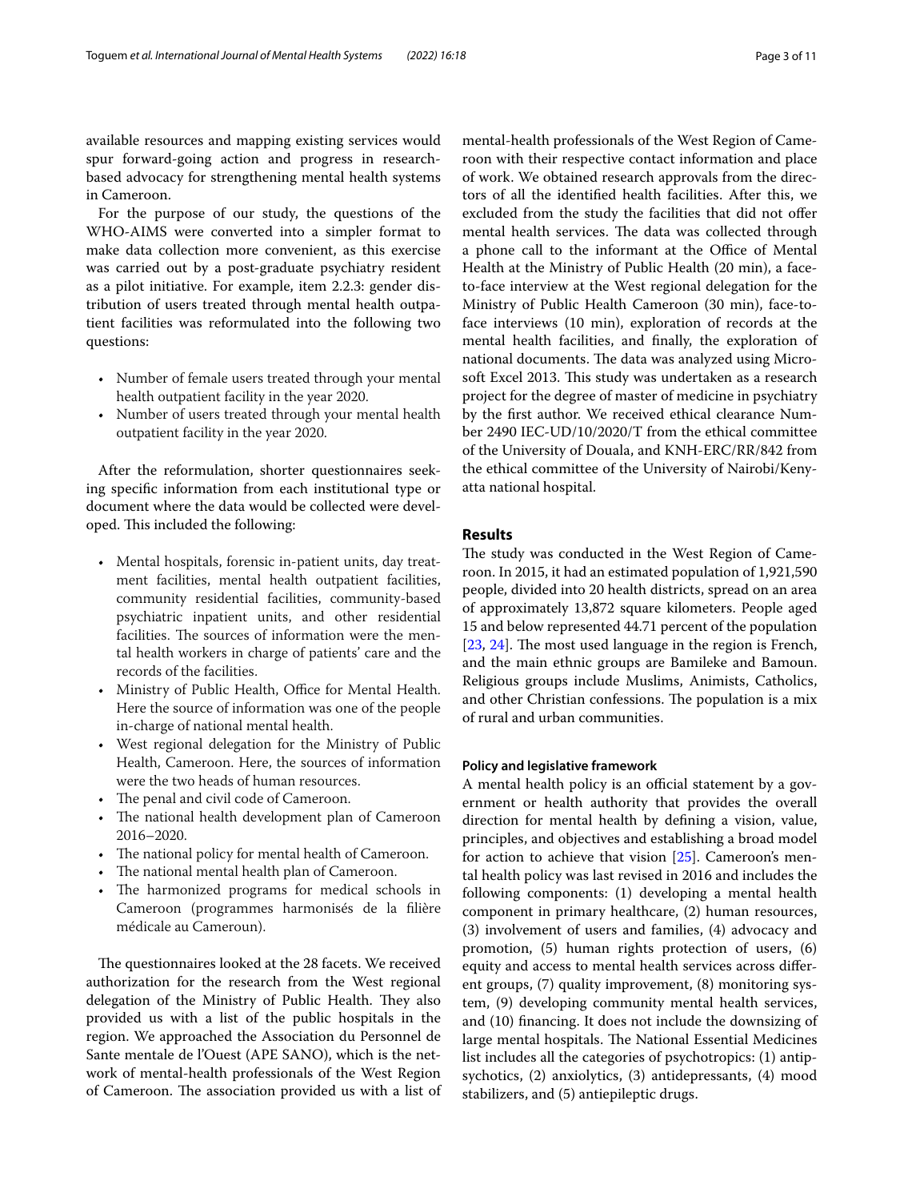available resources and mapping existing services would spur forward-going action and progress in research-based advocacy for strengthening mental health systems in Cameroon.

For the purpose of our study, the questions of the WHO-AIMS were converted into a simpler format to make data collection more convenient, as this exercise was carried out by a post-graduate psychiatry resident as a pilot initiative. For example, item 2.2.3: gender distribution of users treated through mental health outpatient facilities was reformulated into the following two questions:

- Number of female users treated through your mental health outpatient facility in the year 2020.
- Number of users treated through your mental health outpatient facility in the year 2020.

After the reformulation, shorter questionnaires seeking specific information from each institutional type or document where the data would be collected were developed. This included the following:

- Mental hospitals, forensic in-patient units, day treatment facilities, mental health outpatient facilities, community residential facilities, community-based psychiatric inpatient units, and other residential facilities. The sources of information were the mental health workers in charge of patients' care and the records of the facilities.
- Ministry of Public Health, Office for Mental Health. Here the source of information was one of the people in-charge of national mental health.
- West regional delegation for the Ministry of Public Health, Cameroon. Here, the sources of information were the two heads of human resources.
- The penal and civil code of Cameroon.
- The national health development plan of Cameroon 2016−2020.
- The national policy for mental health of Cameroon.
- The national mental health plan of Cameroon.
- The harmonized programs for medical schools in Cameroon (programmes harmonisés de la filière médicale au Cameroun).

The questionnaires looked at the 28 facets. We received authorization for the research from the West regional delegation of the Ministry of Public Health. They also provided us with a list of the public hospitals in the region. We approached the Association du Personnel de Sante mentale de l'Ouest (APE SANO), which is the network of mental-health professionals of the West Region of Cameroon. The association provided us with a list of mental-health professionals of the West Region of Cameroon with their respective contact information and place of work. We obtained research approvals from the directors of all the identified health facilities. After this, we excluded from the study the facilities that did not offer mental health services. The data was collected through a phone call to the informant at the Office of Mental Health at the Ministry of Public Health (20 min), a face-to-face interview at the West regional delegation for the Ministry of Public Health Cameroon (30 min), face-to-face interviews (10 min), exploration of records at the mental health facilities, and finally, the exploration of national documents. The data was analyzed using Microsoft Excel 2013. This study was undertaken as a research project for the degree of master of medicine in psychiatry by the first author. We received ethical clearance Number 2490 IEC-UD/10/2020/T from the ethical committee of the University of Douala, and KNH-ERC/RR/842 from the ethical committee of the University of Nairobi/Kenyatta national hospital.

## Results

The study was conducted in the West Region of Cameroon. In 2015, it had an estimated population of 1,921,590 people, divided into 20 health districts, spread on an area of approximately 13,872 square kilometers. People aged 15 and below represented 44.71 percent of the population [23, 24]. The most used language in the region is French, and the main ethnic groups are Bamileke and Bamoun. Religious groups include Muslims, Animists, Catholics, and other Christian confessions. The population is a mix of rural and urban communities.

### Policy and legislative framework

A mental health policy is an official statement by a government or health authority that provides the overall direction for mental health by defining a vision, value, principles, and objectives and establishing a broad model for action to achieve that vision [25]. Cameroon's mental health policy was last revised in 2016 and includes the following components: (1) developing a mental health component in primary healthcare, (2) human resources, (3) involvement of users and families, (4) advocacy and promotion, (5) human rights protection of users, (6) equity and access to mental health services across different groups, (7) quality improvement, (8) monitoring system, (9) developing community mental health services, and (10) financing. It does not include the downsizing of large mental hospitals. The National Essential Medicines list includes all the categories of psychotropics: (1) antipsychotics, (2) anxiolytics, (3) antidepressants, (4) mood stabilizers, and (5) antiepileptic drugs.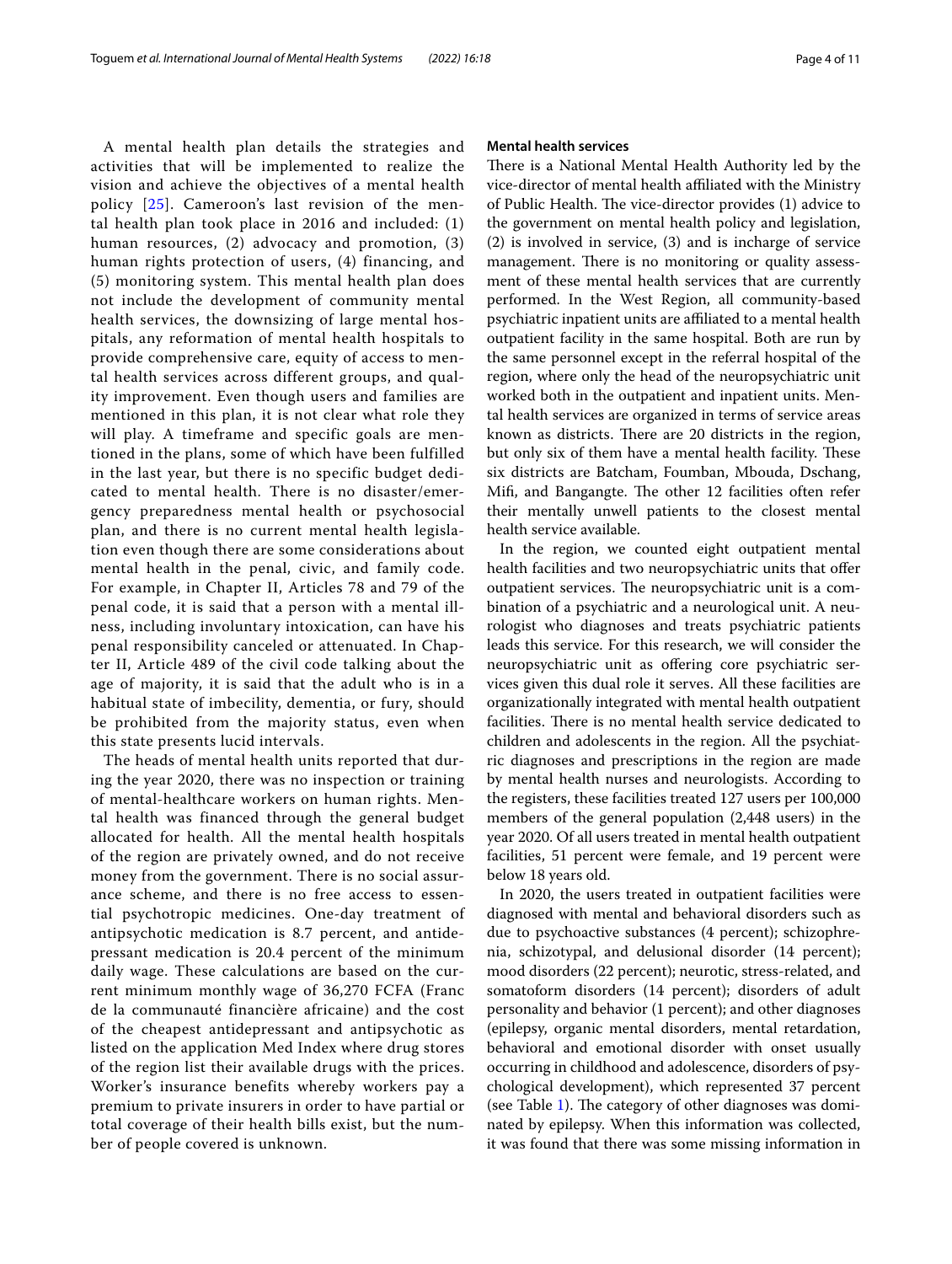A mental health plan details the strategies and activities that will be implemented to realize the vision and achieve the objectives of a mental health policy [25]. Cameroon's last revision of the mental health plan took place in 2016 and included: (1) human resources, (2) advocacy and promotion, (3) human rights protection of users, (4) financing, and (5) monitoring system. This mental health plan does not include the development of community mental health services, the downsizing of large mental hospitals, any reformation of mental health hospitals to provide comprehensive care, equity of access to mental health services across different groups, and quality improvement. Even though users and families are mentioned in this plan, it is not clear what role they will play. A timeframe and specific goals are mentioned in the plans, some of which have been fulfilled in the last year, but there is no specific budget dedicated to mental health. There is no disaster/emergency preparedness mental health or psychosocial plan, and there is no current mental health legislation even though there are some considerations about mental health in the penal, civic, and family code. For example, in Chapter II, Articles 78 and 79 of the penal code, it is said that a person with a mental illness, including involuntary intoxication, can have his penal responsibility canceled or attenuated. In Chapter II, Article 489 of the civil code talking about the age of majority, it is said that the adult who is in a habitual state of imbecility, dementia, or fury, should be prohibited from the majority status, even when this state presents lucid intervals.

The heads of mental health units reported that during the year 2020, there was no inspection or training of mental-healthcare workers on human rights. Mental health was financed through the general budget allocated for health. All the mental health hospitals of the region are privately owned, and do not receive money from the government. There is no social assurance scheme, and there is no free access to essential psychotropic medicines. One-day treatment of antipsychotic medication is 8.7 percent, and antidepressant medication is 20.4 percent of the minimum daily wage. These calculations are based on the current minimum monthly wage of 36,270 FCFA (Franc de la communauté financière africaine) and the cost of the cheapest antidepressant and antipsychotic as listed on the application Med Index where drug stores of the region list their available drugs with the prices. Worker's insurance benefits whereby workers pay a premium to private insurers in order to have partial or total coverage of their health bills exist, but the number of people covered is unknown.

#### Mental health services

There is a National Mental Health Authority led by the vice-director of mental health affiliated with the Ministry of Public Health. The vice-director provides (1) advice to the government on mental health policy and legislation, (2) is involved in service, (3) and is incharge of service management. There is no monitoring or quality assessment of these mental health services that are currently performed. In the West Region, all community-based psychiatric inpatient units are affiliated to a mental health outpatient facility in the same hospital. Both are run by the same personnel except in the referral hospital of the region, where only the head of the neuropsychiatric unit worked both in the outpatient and inpatient units. Mental health services are organized in terms of service areas known as districts. There are 20 districts in the region, but only six of them have a mental health facility. These six districts are Batcham, Foumban, Mbouda, Dschang, Mifi, and Bangangte. The other 12 facilities often refer their mentally unwell patients to the closest mental health service available.

In the region, we counted eight outpatient mental health facilities and two neuropsychiatric units that offer outpatient services. The neuropsychiatric unit is a combination of a psychiatric and a neurological unit. A neurologist who diagnoses and treats psychiatric patients leads this service. For this research, we will consider the neuropsychiatric unit as offering core psychiatric services given this dual role it serves. All these facilities are organizationally integrated with mental health outpatient facilities. There is no mental health service dedicated to children and adolescents in the region. All the psychiatric diagnoses and prescriptions in the region are made by mental health nurses and neurologists. According to the registers, these facilities treated 127 users per 100,000 members of the general population (2,448 users) in the year 2020. Of all users treated in mental health outpatient facilities, 51 percent were female, and 19 percent were below 18 years old.

In 2020, the users treated in outpatient facilities were diagnosed with mental and behavioral disorders such as due to psychoactive substances (4 percent); schizophrenia, schizotypal, and delusional disorder (14 percent); mood disorders (22 percent); neurotic, stress-related, and somatoform disorders (14 percent); disorders of adult personality and behavior (1 percent); and other diagnoses (epilepsy, organic mental disorders, mental retardation, behavioral and emotional disorder with onset usually occurring in childhood and adolescence, disorders of psychological development), which represented 37 percent (see Table 1). The category of other diagnoses was dominated by epilepsy. When this information was collected, it was found that there was some missing information in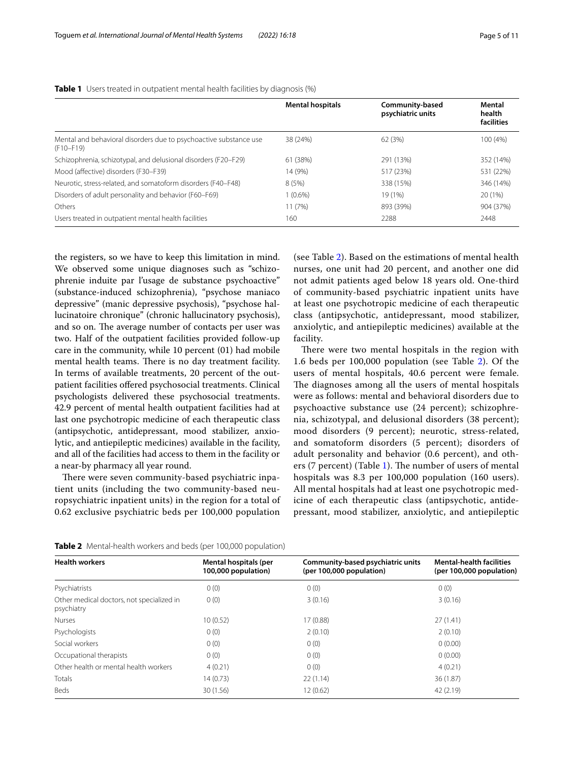**Table 1** Users treated in outpatient mental health facilities by diagnosis (%)

| | Mental hospitals | Community-based psychiatric units | Mental health facilities |
|---|---|---|---|
| Mental and behavioral disorders due to psychoactive substance use (F10–F19) | 38 (24%) | 62 (3%) | 100 (4%) |
| Schizophrenia, schizotypal, and delusional disorders (F20–F29) | 61 (38%) | 291 (13%) | 352 (14%) |
| Mood (affective) disorders (F30–F39) | 14 (9%) | 517 (23%) | 531 (22%) |
| Neurotic, stress-related, and somatoform disorders (F40–F48) | 8 (5%) | 338 (15%) | 346 (14%) |
| Disorders of adult personality and behavior (F60–F69) | 1 (0.6%) | 19 (1%) | 20 (1%) |
| Others | 11 (7%) | 893 (39%) | 904 (37%) |
| Users treated in outpatient mental health facilities | 160 | 2288 | 2448 |

the registers, so we have to keep this limitation in mind. We observed some unique diagnoses such as "schizophrenie induite par l'usage de substance psychoactive" (substance-induced schizophrenia), "psychose maniaco depressive" (manic depressive psychosis), "psychose hallucinatoire chronique" (chronic hallucinatory psychosis), and so on. The average number of contacts per user was two. Half of the outpatient facilities provided follow-up care in the community, while 10 percent (01) had mobile mental health teams. There is no day treatment facility. In terms of available treatments, 20 percent of the outpatient facilities offered psychosocial treatments. Clinical psychologists delivered these psychosocial treatments. 42.9 percent of mental health outpatient facilities had at last one psychotropic medicine of each therapeutic class (antipsychotic, antidepressant, mood stabilizer, anxiolytic, and antiepileptic medicines) available in the facility, and all of the facilities had access to them in the facility or a near-by pharmacy all year round.

There were seven community-based psychiatric inpatient units (including the two community-based neuropsychiatric inpatient units) in the region for a total of 0.62 exclusive psychiatric beds per 100,000 population (see Table 2). Based on the estimations of mental health nurses, one unit had 20 percent, and another one did not admit patients aged below 18 years old. One-third of community-based psychiatric inpatient units have at least one psychotropic medicine of each therapeutic class (antipsychotic, antidepressant, mood stabilizer, anxiolytic, and antiepileptic medicines) available at the facility.

There were two mental hospitals in the region with 1.6 beds per 100,000 population (see Table 2). Of the users of mental hospitals, 40.6 percent were female. The diagnoses among all the users of mental hospitals were as follows: mental and behavioral disorders due to psychoactive substance use (24 percent); schizophrenia, schizotypal, and delusional disorders (38 percent); mood disorders (9 percent); neurotic, stress-related, and somatoform disorders (5 percent); disorders of adult personality and behavior (0.6 percent), and others (7 percent) (Table 1). The number of users of mental hospitals was 8.3 per 100,000 population (160 users). All mental hospitals had at least one psychotropic medicine of each therapeutic class (antipsychotic, antidepressant, mood stabilizer, anxiolytic, and antiepileptic

**Table 2** Mental-health workers and beds (per 100,000 population)

| Health workers | Mental hospitals (per 100,000 population) | Community-based psychiatric units (per 100,000 population) | Mental-health facilities (per 100,000 population) |
|---|---|---|---|
| Psychiatrists | 0 (0) | 0 (0) | 0 (0) |
| Other medical doctors, not specialized in psychiatry | 0 (0) | 3 (0.16) | 3 (0.16) |
| Nurses | 10 (0.52) | 17 (0.88) | 27 (1.41) |
| Psychologists | 0 (0) | 2 (0.10) | 2 (0.10) |
| Social workers | 0 (0) | 0 (0) | 0 (0.00) |
| Occupational therapists | 0 (0) | 0 (0) | 0 (0.00) |
| Other health or mental health workers | 4 (0.21) | 0 (0) | 4 (0.21) |
| Totals | 14 (0.73) | 22 (1.14) | 36 (1.87) |
| Beds | 30 (1.56) | 12 (0.62) | 42 (2.19) |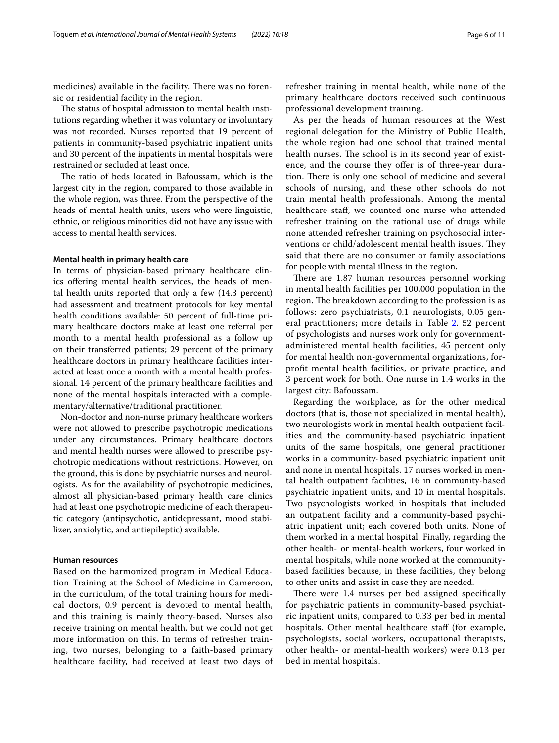medicines) available in the facility. There was no forensic or residential facility in the region.

The status of hospital admission to mental health institutions regarding whether it was voluntary or involuntary was not recorded. Nurses reported that 19 percent of patients in community-based psychiatric inpatient units and 30 percent of the inpatients in mental hospitals were restrained or secluded at least once.

The ratio of beds located in Bafoussam, which is the largest city in the region, compared to those available in the whole region, was three. From the perspective of the heads of mental health units, users who were linguistic, ethnic, or religious minorities did not have any issue with access to mental health services.

#### Mental health in primary health care

In terms of physician-based primary healthcare clinics offering mental health services, the heads of mental health units reported that only a few (14.3 percent) had assessment and treatment protocols for key mental health conditions available: 50 percent of full-time primary healthcare doctors make at least one referral per month to a mental health professional as a follow up on their transferred patients; 29 percent of the primary healthcare doctors in primary healthcare facilities interacted at least once a month with a mental health professional. 14 percent of the primary healthcare facilities and none of the mental hospitals interacted with a complementary/alternative/traditional practitioner.

Non-doctor and non-nurse primary healthcare workers were not allowed to prescribe psychotropic medications under any circumstances. Primary healthcare doctors and mental health nurses were allowed to prescribe psychotropic medications without restrictions. However, on the ground, this is done by psychiatric nurses and neurologists. As for the availability of psychotropic medicines, almost all physician-based primary health care clinics had at least one psychotropic medicine of each therapeutic category (antipsychotic, antidepressant, mood stabilizer, anxiolytic, and antiepileptic) available.

#### Human resources

Based on the harmonized program in Medical Education Training at the School of Medicine in Cameroon, in the curriculum, of the total training hours for medical doctors, 0.9 percent is devoted to mental health, and this training is mainly theory-based. Nurses also receive training on mental health, but we could not get more information on this. In terms of refresher training, two nurses, belonging to a faith-based primary healthcare facility, had received at least two days of refresher training in mental health, while none of the primary healthcare doctors received such continuous professional development training.

As per the heads of human resources at the West regional delegation for the Ministry of Public Health, the whole region had one school that trained mental health nurses. The school is in its second year of existence, and the course they offer is of three-year duration. There is only one school of medicine and several schools of nursing, and these other schools do not train mental health professionals. Among the mental healthcare staff, we counted one nurse who attended refresher training on the rational use of drugs while none attended refresher training on psychosocial interventions or child/adolescent mental health issues. They said that there are no consumer or family associations for people with mental illness in the region.

There are 1.87 human resources personnel working in mental health facilities per 100,000 population in the region. The breakdown according to the profession is as follows: zero psychiatrists, 0.1 neurologists, 0.05 general practitioners; more details in Table 2. 52 percent of psychologists and nurses work only for government-administered mental health facilities, 45 percent only for mental health non-governmental organizations, for-profit mental health facilities, or private practice, and 3 percent work for both. One nurse in 1.4 works in the largest city: Bafoussam.

Regarding the workplace, as for the other medical doctors (that is, those not specialized in mental health), two neurologists work in mental health outpatient facilities and the community-based psychiatric inpatient units of the same hospitals, one general practitioner works in a community-based psychiatric inpatient unit and none in mental hospitals. 17 nurses worked in mental health outpatient facilities, 16 in community-based psychiatric inpatient units, and 10 in mental hospitals. Two psychologists worked in hospitals that included an outpatient facility and a community-based psychiatric inpatient unit; each covered both units. None of them worked in a mental hospital. Finally, regarding the other health- or mental-health workers, four worked in mental hospitals, while none worked at the community-based facilities because, in these facilities, they belong to other units and assist in case they are needed.

There were 1.4 nurses per bed assigned specifically for psychiatric patients in community-based psychiatric inpatient units, compared to 0.33 per bed in mental hospitals. Other mental healthcare staff (for example, psychologists, social workers, occupational therapists, other health- or mental-health workers) were 0.13 per bed in mental hospitals.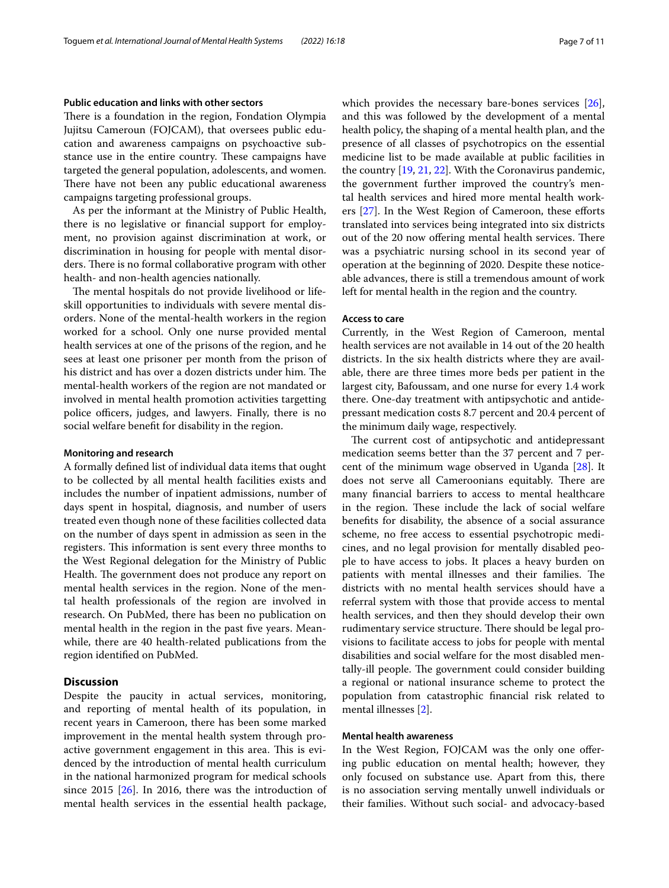#### Public education and links with other sectors

There is a foundation in the region, Fondation Olympia Jujitsu Cameroun (FOJCAM), that oversees public education and awareness campaigns on psychoactive substance use in the entire country. These campaigns have targeted the general population, adolescents, and women. There have not been any public educational awareness campaigns targeting professional groups.

As per the informant at the Ministry of Public Health, there is no legislative or financial support for employment, no provision against discrimination at work, or discrimination in housing for people with mental disorders. There is no formal collaborative program with other health- and non-health agencies nationally.

The mental hospitals do not provide livelihood or life-skill opportunities to individuals with severe mental disorders. None of the mental-health workers in the region worked for a school. Only one nurse provided mental health services at one of the prisons of the region, and he sees at least one prisoner per month from the prison of his district and has over a dozen districts under him. The mental-health workers of the region are not mandated or involved in mental health promotion activities targetting police officers, judges, and lawyers. Finally, there is no social welfare benefit for disability in the region.

#### Monitoring and research

A formally defined list of individual data items that ought to be collected by all mental health facilities exists and includes the number of inpatient admissions, number of days spent in hospital, diagnosis, and number of users treated even though none of these facilities collected data on the number of days spent in admission as seen in the registers. This information is sent every three months to the West Regional delegation for the Ministry of Public Health. The government does not produce any report on mental health services in the region. None of the mental health professionals of the region are involved in research. On PubMed, there has been no publication on mental health in the region in the past five years. Meanwhile, there are 40 health-related publications from the region identified on PubMed.

## Discussion

Despite the paucity in actual services, monitoring, and reporting of mental health of its population, in recent years in Cameroon, there has been some marked improvement in the mental health system through proactive government engagement in this area. This is evidenced by the introduction of mental health curriculum in the national harmonized program for medical schools since 2015 [26]. In 2016, there was the introduction of mental health services in the essential health package, which provides the necessary bare-bones services [26], and this was followed by the development of a mental health policy, the shaping of a mental health plan, and the presence of all classes of psychotropics on the essential medicine list to be made available at public facilities in the country [19, 21, 22]. With the Coronavirus pandemic, the government further improved the country's mental health services and hired more mental health workers [27]. In the West Region of Cameroon, these efforts translated into services being integrated into six districts out of the 20 now offering mental health services. There was a psychiatric nursing school in its second year of operation at the beginning of 2020. Despite these noticeable advances, there is still a tremendous amount of work left for mental health in the region and the country.

#### Access to care

Currently, in the West Region of Cameroon, mental health services are not available in 14 out of the 20 health districts. In the six health districts where they are available, there are three times more beds per patient in the largest city, Bafoussam, and one nurse for every 1.4 work there. One-day treatment with antipsychotic and antidepressant medication costs 8.7 percent and 20.4 percent of the minimum daily wage, respectively.

The current cost of antipsychotic and antidepressant medication seems better than the 37 percent and 7 percent of the minimum wage observed in Uganda [28]. It does not serve all Cameroonians equitably. There are many financial barriers to access to mental healthcare in the region. These include the lack of social welfare benefits for disability, the absence of a social assurance scheme, no free access to essential psychotropic medicines, and no legal provision for mentally disabled people to have access to jobs. It places a heavy burden on patients with mental illnesses and their families. The districts with no mental health services should have a referral system with those that provide access to mental health services, and then they should develop their own rudimentary service structure. There should be legal provisions to facilitate access to jobs for people with mental disabilities and social welfare for the most disabled mentally-ill people. The government could consider building a regional or national insurance scheme to protect the population from catastrophic financial risk related to mental illnesses [2].

#### Mental health awareness

In the West Region, FOJCAM was the only one offering public education on mental health; however, they only focused on substance use. Apart from this, there is no association serving mentally unwell individuals or their families. Without such social- and advocacy-based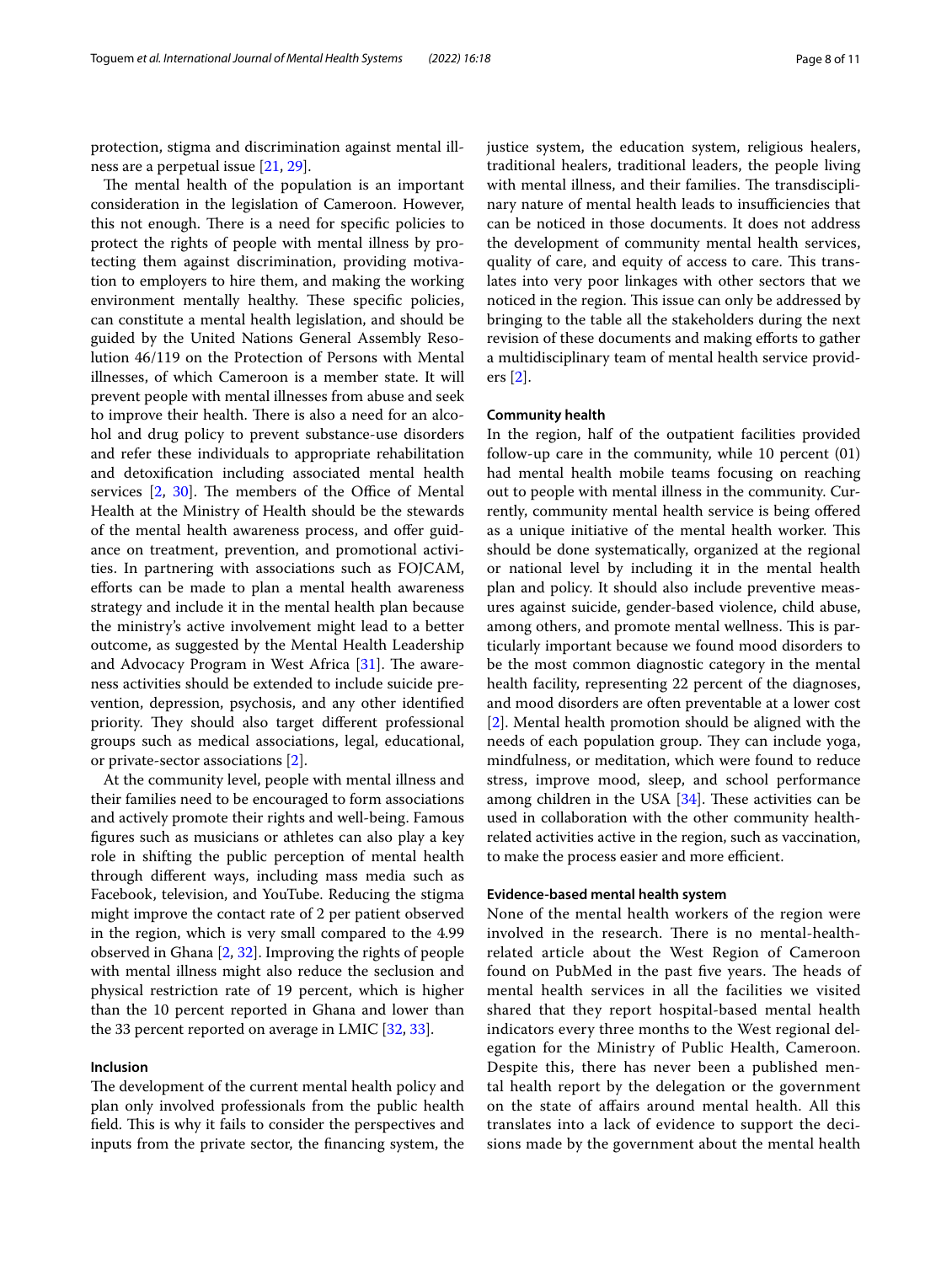protection, stigma and discrimination against mental illness are a perpetual issue [21, 29].

The mental health of the population is an important consideration in the legislation of Cameroon. However, this not enough. There is a need for specific policies to protect the rights of people with mental illness by protecting them against discrimination, providing motivation to employers to hire them, and making the working environment mentally healthy. These specific policies, can constitute a mental health legislation, and should be guided by the United Nations General Assembly Resolution 46/119 on the Protection of Persons with Mental illnesses, of which Cameroon is a member state. It will prevent people with mental illnesses from abuse and seek to improve their health. There is also a need for an alcohol and drug policy to prevent substance-use disorders and refer these individuals to appropriate rehabilitation and detoxification including associated mental health services [2, 30]. The members of the Office of Mental Health at the Ministry of Health should be the stewards of the mental health awareness process, and offer guidance on treatment, prevention, and promotional activities. In partnering with associations such as FOJCAM, efforts can be made to plan a mental health awareness strategy and include it in the mental health plan because the ministry's active involvement might lead to a better outcome, as suggested by the Mental Health Leadership and Advocacy Program in West Africa [31]. The awareness activities should be extended to include suicide prevention, depression, psychosis, and any other identified priority. They should also target different professional groups such as medical associations, legal, educational, or private-sector associations [2].

At the community level, people with mental illness and their families need to be encouraged to form associations and actively promote their rights and well-being. Famous figures such as musicians or athletes can also play a key role in shifting the public perception of mental health through different ways, including mass media such as Facebook, television, and YouTube. Reducing the stigma might improve the contact rate of 2 per patient observed in the region, which is very small compared to the 4.99 observed in Ghana [2, 32]. Improving the rights of people with mental illness might also reduce the seclusion and physical restriction rate of 19 percent, which is higher than the 10 percent reported in Ghana and lower than the 33 percent reported on average in LMIC [32, 33].

#### Inclusion

The development of the current mental health policy and plan only involved professionals from the public health field. This is why it fails to consider the perspectives and inputs from the private sector, the financing system, the justice system, the education system, religious healers, traditional healers, traditional leaders, the people living with mental illness, and their families. The transdisciplinary nature of mental health leads to insufficiencies that can be noticed in those documents. It does not address the development of community mental health services, quality of care, and equity of access to care. This translates into very poor linkages with other sectors that we noticed in the region. This issue can only be addressed by bringing to the table all the stakeholders during the next revision of these documents and making efforts to gather a multidisciplinary team of mental health service providers [2].

#### Community health

In the region, half of the outpatient facilities provided follow-up care in the community, while 10 percent (01) had mental health mobile teams focusing on reaching out to people with mental illness in the community. Currently, community mental health service is being offered as a unique initiative of the mental health worker. This should be done systematically, organized at the regional or national level by including it in the mental health plan and policy. It should also include preventive measures against suicide, gender-based violence, child abuse, among others, and promote mental wellness. This is particularly important because we found mood disorders to be the most common diagnostic category in the mental health facility, representing 22 percent of the diagnoses, and mood disorders are often preventable at a lower cost [2]. Mental health promotion should be aligned with the needs of each population group. They can include yoga, mindfulness, or meditation, which were found to reduce stress, improve mood, sleep, and school performance among children in the USA [34]. These activities can be used in collaboration with the other community health-related activities active in the region, such as vaccination, to make the process easier and more efficient.

#### Evidence-based mental health system

None of the mental health workers of the region were involved in the research. There is no mental-health-related article about the West Region of Cameroon found on PubMed in the past five years. The heads of mental health services in all the facilities we visited shared that they report hospital-based mental health indicators every three months to the West regional delegation for the Ministry of Public Health, Cameroon. Despite this, there has never been a published mental health report by the delegation or the government on the state of affairs around mental health. All this translates into a lack of evidence to support the decisions made by the government about the mental health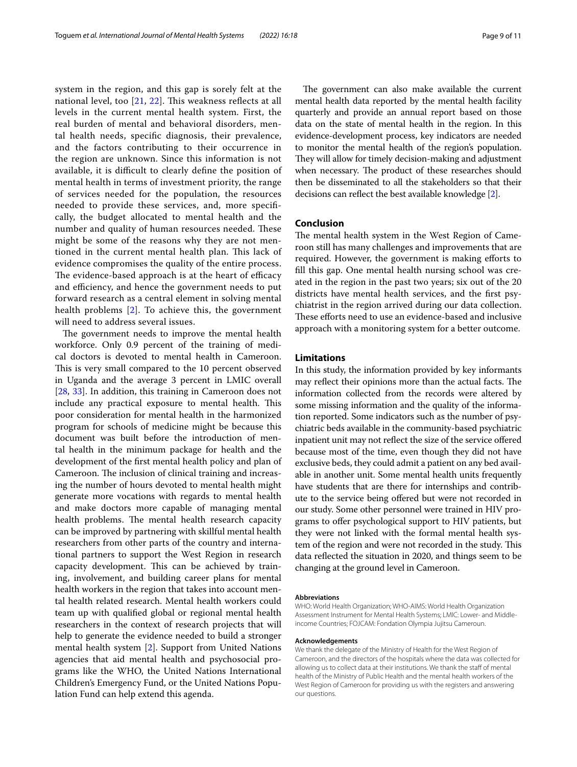system in the region, and this gap is sorely felt at the national level, too [21, 22]. This weakness reflects at all levels in the current mental health system. First, the real burden of mental and behavioral disorders, mental health needs, specific diagnosis, their prevalence, and the factors contributing to their occurrence in the region are unknown. Since this information is not available, it is difficult to clearly define the position of mental health in terms of investment priority, the range of services needed for the population, the resources needed to provide these services, and, more specifically, the budget allocated to mental health and the number and quality of human resources needed. These might be some of the reasons why they are not mentioned in the current mental health plan. This lack of evidence compromises the quality of the entire process. The evidence-based approach is at the heart of efficacy and efficiency, and hence the government needs to put forward research as a central element in solving mental health problems [2]. To achieve this, the government will need to address several issues.

The government needs to improve the mental health workforce. Only 0.9 percent of the training of medical doctors is devoted to mental health in Cameroon. This is very small compared to the 10 percent observed in Uganda and the average 3 percent in LMIC overall [28, 33]. In addition, this training in Cameroon does not include any practical exposure to mental health. This poor consideration for mental health in the harmonized program for schools of medicine might be because this document was built before the introduction of mental health in the minimum package for health and the development of the first mental health policy and plan of Cameroon. The inclusion of clinical training and increasing the number of hours devoted to mental health might generate more vocations with regards to mental health and make doctors more capable of managing mental health problems. The mental health research capacity can be improved by partnering with skillful mental health researchers from other parts of the country and international partners to support the West Region in research capacity development. This can be achieved by training, involvement, and building career plans for mental health workers in the region that takes into account mental health related research. Mental health workers could team up with qualified global or regional mental health researchers in the context of research projects that will help to generate the evidence needed to build a stronger mental health system [2]. Support from United Nations agencies that aid mental health and psychosocial programs like the WHO, the United Nations International Children's Emergency Fund, or the United Nations Population Fund can help extend this agenda.

The government can also make available the current mental health data reported by the mental health facility quarterly and provide an annual report based on those data on the state of mental health in the region. In this evidence-development process, key indicators are needed to monitor the mental health of the region's population. They will allow for timely decision-making and adjustment when necessary. The product of these researches should then be disseminated to all the stakeholders so that their decisions can reflect the best available knowledge [2].

## Conclusion

The mental health system in the West Region of Cameroon still has many challenges and improvements that are required. However, the government is making efforts to fill this gap. One mental health nursing school was created in the region in the past two years; six out of the 20 districts have mental health services, and the first psychiatrist in the region arrived during our data collection. These efforts need to use an evidence-based and inclusive approach with a monitoring system for a better outcome.

## Limitations

In this study, the information provided by key informants may reflect their opinions more than the actual facts. The information collected from the records were altered by some missing information and the quality of the information reported. Some indicators such as the number of psychiatric beds available in the community-based psychiatric inpatient unit may not reflect the size of the service offered because most of the time, even though they did not have exclusive beds, they could admit a patient on any bed available in another unit. Some mental health units frequently have students that are there for internships and contribute to the service being offered but were not recorded in our study. Some other personnel were trained in HIV programs to offer psychological support to HIV patients, but they were not linked with the formal mental health system of the region and were not recorded in the study. This data reflected the situation in 2020, and things seem to be changing at the ground level in Cameroon.

#### Abbreviations

WHO: World Health Organization; WHO-AIMS: World Health Organization Assessment Instrument for Mental Health Systems; LMIC: Lower- and Middle-income Countries; FOJCAM: Fondation Olympia Jujitsu Cameroun.

#### Acknowledgements

We thank the delegate of the Ministry of Health for the West Region of Cameroon, and the directors of the hospitals where the data was collected for allowing us to collect data at their institutions. We thank the staff of mental health of the Ministry of Public Health and the mental health workers of the West Region of Cameroon for providing us with the registers and answering our questions.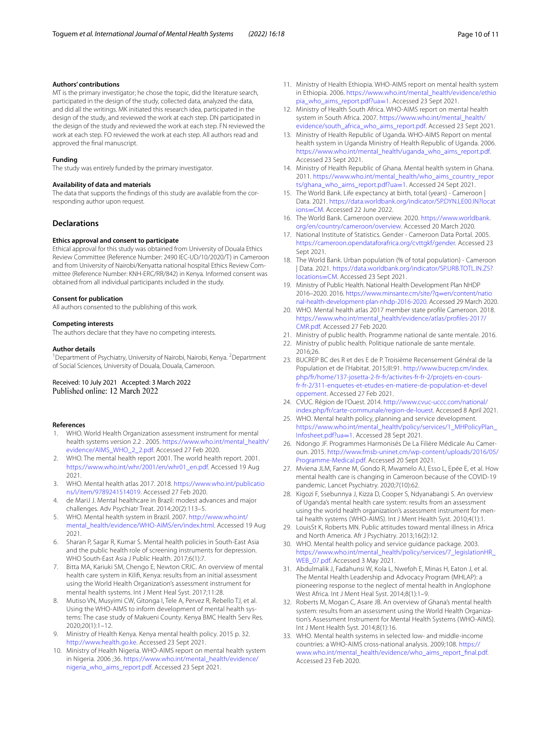**Authors' contributions**

MT is the primary investigator; he chose the topic, did the literature search, participated in the design of the study, collected data, analyzed the data, and did all the writings. MK initiated this research idea, participated in the design of the study, and reviewed the work at each step. DN participated in the design of the study and reviewed the work at each step. FN reviewed the work at each step. FO reviewed the work at each step. All authors read and approved the final manuscript.

**Funding**

The study was entirely funded by the primary investigator.

**Availability of data and materials**

The data that supports the findings of this study are available from the corresponding author upon request.

## Declarations

**Ethics approval and consent to participate**

Ethical approval for this study was obtained from University of Douala Ethics Review Committee (Reference Number: 2490 IEC-UD/10/2020/T) in Cameroon and from University of Nairobi/Kenyatta national hospital Ethics Review Committee (Reference Number: KNH-ERC/RR/842) in Kenya. Informed consent was obtained from all individual participants included in the study.

**Consent for publication**

All authors consented to the publishing of this work.

**Competing interests**

The authors declare that they have no competing interests.

**Author details**

[1] Department of Psychiatry, University of Nairobi, Nairobi, Kenya. [2] Department of Social Sciences, University of Douala, Douala, Cameroon.

Received: 10 July 2021 Accepted: 3 March 2022
Published online: 12 March 2022

**References**

1. WHO. World Health Organization assessment instrument for mental health systems version 2.2 . 2005. https://www.who.int/mental_health/evidence/AIMS_WHO_2_2.pdf. Accessed 27 Feb 2020.
2. WHO. The mental health report 2001. The world health report. 2001. https://www.who.int/whr/2001/en/whr01_en.pdf. Accessed 19 Aug 2021.
3. WHO. Mental health atlas 2017. 2018. https://www.who.int/publications/i/item/9789241514019. Accessed 27 Feb 2020.
4. de MariJ J. Mental healthcare in Brazil: modest advances and major challenges. Adv Psychiatr Treat. 2014;20(2):113–5.
5. WHO. Mental health system in Brazil. 2007. http://www.who.int/mental_health/evidence/WHO-AIMS/en/index.html. Accessed 19 Aug 2021.
6. Sharan P, Sagar R, Kumar S. Mental health policies in South-East Asia and the public health role of screening instruments for depression. WHO South-East Asia J Public Health. 2017;6(1):7.
7. Bitta MA, Kariuki SM, Chengo E, Newton CRJC. An overview of mental health care system in Kilifi, Kenya: results from an initial assessment using the World Health Organization's assessment instrument for mental health systems. Int J Ment Heal Syst. 2017;11:28.
8. Mutiso VN, Musyimi CW, Gitonga I, Tele A, Pervez R, Rebello TJ, et al. Using the WHO-AIMS to inform development of mental health systems: The case study of Makueni County. Kenya BMC Health Serv Res. 2020;20(1):1–12.
9. Ministry of Health Kenya. Kenya mental health policy. 2015 p. 32. http://www.health.go.ke. Accessed 23 Sept 2021.
10. Ministry of Health Nigeria. WHO-AIMS report on mental health system in Nigeria. 2006 ;36. https://www.who.int/mental_health/evidence/nigeria_who_aims_report.pdf. Accessed 23 Sept 2021.
11. Ministry of Health Ethiopia. WHO-AIMS report on mental health system in Ethiopia. 2006. https://www.who.int/mental_health/evidence/ethiopia_who_aims_report.pdf?ua=1. Accessed 23 Sept 2021.
12. Ministry of Health South Africa. WHO-AIMS report on mental health system in South Africa. 2007. https://www.who.int/mental_health/evidence/south_africa_who_aims_report.pdf. Accessed 23 Sept 2021.
13. Ministry of Health Republic of Uganda. WHO-AIMS Report on mental health system in Uganda Ministry of Health Republic of Uganda. 2006. https://www.who.int/mental_health/uganda_who_aims_report.pdf. Accessed 23 Sept 2021.
14. Ministry of Health Republic of Ghana. Mental health system in Ghana. 2011. https://www.who.int/mental_health/who_aims_country_reports/ghana_who_aims_report.pdf?ua=1. Accessed 24 Sept 2021.
15. The World Bank. Life expectancy at birth, total (years) - Cameroon | Data. 2021. https://data.worldbank.org/indicator/SP.DYN.LE00.IN?locations=CM. Accessed 22 June 2022.
16. The World Bank. Cameroon overview. 2020. https://www.worldbank.org/en/country/cameroon/overview. Accessed 20 March 2020.
17. National Institute of Statistics. Gender - Cameroon Data Portal. 2005. https://cameroon.opendataforafrica.org/cvttgkf/gender. Accessed 23 Sept 2021.
18. The World Bank. Urban population (% of total population) - Cameroon | Data. 2021. https://data.worldbank.org/indicator/SP.URB.TOTL.IN.ZS?locations=CM. Accessed 23 Sept 2021.
19. Ministry of Public Health. National Health Development Plan NHDP 2016–2020. 2016. https://www.minsante.cm/site/?q=en/content/national-health-development-plan-nhdp-2016-2020. Accessed 29 March 2020.
20. WHO. Mental health atlas 2017 member state profile Cameroon. 2018. https://www.who.int/mental_health/evidence/atlas/profiles-2017/CMR.pdf. Accessed 27 Feb 2020.
21. Ministry of public health. Programme national de sante mentale. 2016.
22. Ministry of public health. Politique nationale de sante mentale. 2016;26.
23. BUCREP BC des R et des E de P. Troisième Recensement Général de la Population et de l'Habitat. 2015;III:91. http://www.bucrep.cm/index.php/fr/home/137-josetta-2-fr-fr/activites-fr-fr-2/projets-en-cours-fr-fr-2/311-enquetes-et-etudes-en-matiere-de-population-et-developpement. Accessed 27 Feb 2021.
24. CVUC. Région de l'Ouest. 2014. http://www.cvuc-uccc.com/national/index.php/fr/carte-communale/region-de-louest. Accessed 8 April 2021.
25. WHO. Mental health policy, planning and service development. https://www.who.int/mental_health/policy/services/1_MHPolicyPlan_Infosheet.pdf?ua=1. Accessed 28 Sept 2021.
26. Ndongo JF. Programmes Harmonisés De La Filière Médicale Au Cameroun. 2015. http://www.fmsb-uninet.cm/wp-content/uploads/2016/05/Programme-Medical.pdf. Accessed 20 Sept 2021.
27. Mviena JLM, Fanne M, Gondo R, Mwamelo AJ, Esso L, Epée E, et al. How mental health care is changing in Cameroon because of the COVID-19 pandemic. Lancet Psychiatry. 2020;7(10):62.
28. Kigozi F, Ssebunnya J, Kizza D, Cooper S, Ndyanabangi S. An overview of Uganda's mental health care system: results from an assessment using the world health organization's assessment instrument for mental health systems (WHO-AIMS). Int J Ment Health Syst. 2010;4(1):1.
29. LouisSt K, Roberts MN. Public attitudes toward mental illness in Africa and North America. Afr J Psychiatry. 2013;16(2):12.
30. WHO. Mental health policy and service guidance package. 2003. https://www.who.int/mental_health/policy/services/7_legislationHR_WEB_07.pdf. Accessed 3 May 2021.
31. Abdulmalik J, Fadahunsi W, Kola L, Nwefoh E, Minas H, Eaton J, et al. The Mental Health Leadership and Advocacy Program (MHLAP): a pioneering response to the neglect of mental health in Anglophone West Africa. Int J Ment Heal Syst. 2014;8(1):1–9.
32. Roberts M, Mogan C, Asare JB. An overview of Ghana's mental health system: results from an assessment using the World Health Organization's Assessment Instrument for Mental Health Systems (WHO-AIMS). Int J Ment Health Syst. 2014;8(1):16.
33. WHO. Mental health systems in selected low- and middle-income countries: a WHO-AIMS cross-national analysis. 2009;108. https://www.who.int/mental_health/evidence/who_aims_report_final.pdf. Accessed 23 Feb 2020.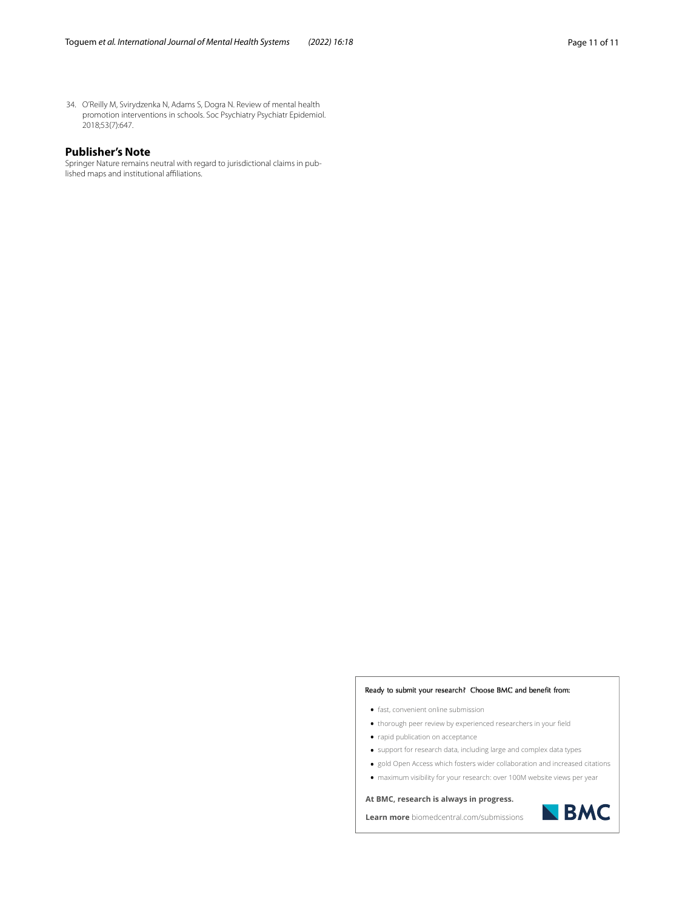34. O'Reilly M, Svirydzenka N, Adams S, Dogra N. Review of mental health promotion interventions in schools. Soc Psychiatry Psychiatr Epidemiol. 2018;53(7):647.

## Publisher's Note

Springer Nature remains neutral with regard to jurisdictional claims in published maps and institutional affiliations.

Ready to submit your research? Choose BMC and benefit from:

- fast, convenient online submission
- thorough peer review by experienced researchers in your field
- rapid publication on acceptance
- support for research data, including large and complex data types
- gold Open Access which fosters wider collaboration and increased citations
- maximum visibility for your research: over 100M website views per year

**At BMC, research is always in progress.**

**Learn more** biomedcentral.com/submissions

BMC